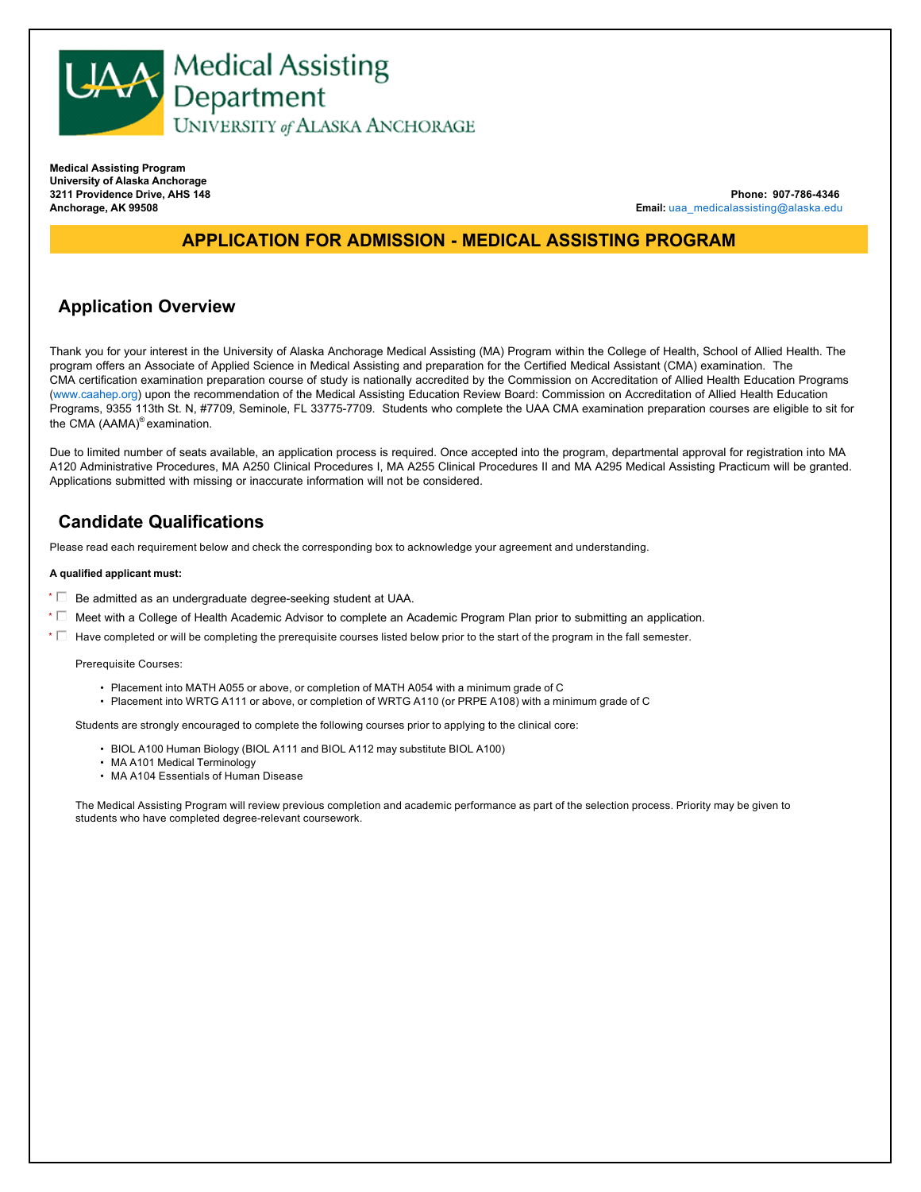# UAA Medical Assisting Department

UNIVERSITY of ALASKA ANCHORAGE

**Medical Assisting Program**
**University of Alaska Anchorage**
**3211 Providence Drive, AHS 148**
**Anchorage, AK 99508**

**Phone: 907-786-4346**
**Email:** uaa_medicalassisting@alaska.edu

## APPLICATION FOR ADMISSION - MEDICAL ASSISTING PROGRAM

## Application Overview

Thank you for your interest in the University of Alaska Anchorage Medical Assisting (MA) Program within the College of Health, School of Allied Health. The program offers an Associate of Applied Science in Medical Assisting and preparation for the Certified Medical Assistant (CMA) examination. The CMA certification examination preparation course of study is nationally accredited by the Commission on Accreditation of Allied Health Education Programs (www.caahep.org) upon the recommendation of the Medical Assisting Education Review Board: Commission on Accreditation of Allied Health Education Programs, 9355 113th St. N, #7709, Seminole, FL 33775-7709. Students who complete the UAA CMA examination preparation courses are eligible to sit for the CMA (AAMA)® examination.

Due to limited number of seats available, an application process is required. Once accepted into the program, departmental approval for registration into MA A120 Administrative Procedures, MA A250 Clinical Procedures I, MA A255 Clinical Procedures II and MA A295 Medical Assisting Practicum will be granted. Applications submitted with missing or inaccurate information will not be considered.

## Candidate Qualifications

Please read each requirement below and check the corresponding box to acknowledge your agreement and understanding.

**A qualified applicant must:**

* ☐ Be admitted as an undergraduate degree-seeking student at UAA.
* ☐ Meet with a College of Health Academic Advisor to complete an Academic Program Plan prior to submitting an application.
* ☐ Have completed or will be completing the prerequisite courses listed below prior to the start of the program in the fall semester.

Prerequisite Courses:

- Placement into MATH A055 or above, or completion of MATH A054 with a minimum grade of C
- Placement into WRTG A111 or above, or completion of WRTG A110 (or PRPE A108) with a minimum grade of C

Students are strongly encouraged to complete the following courses prior to applying to the clinical core:

- BIOL A100 Human Biology (BIOL A111 and BIOL A112 may substitute BIOL A100)
- MA A101 Medical Terminology
- MA A104 Essentials of Human Disease

The Medical Assisting Program will review previous completion and academic performance as part of the selection process. Priority may be given to students who have completed degree-relevant coursework.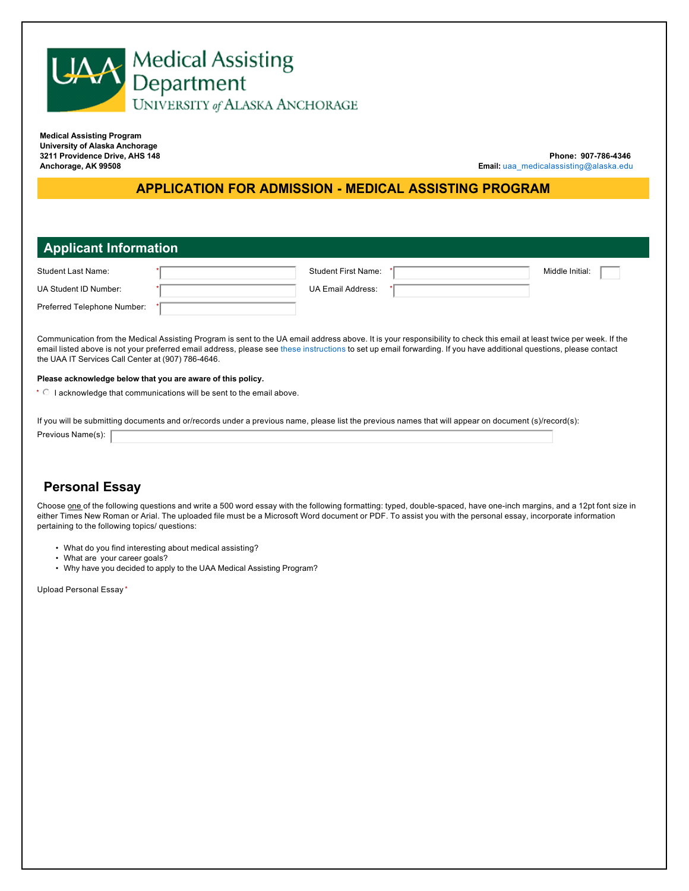**Medical Assisting Program**
**University of Alaska Anchorage**
**3211 Providence Drive, AHS 148**
**Anchorage, AK 99508**

**Phone:** **907-786-4346**
**Email:** uaa_medicalassisting@alaska.edu

# APPLICATION FOR ADMISSION - MEDICAL ASSISTING PROGRAM

## Applicant Information

| | | | | | |
|---|---|---|---|---|---|
| Student Last Name: | * | Student First Name: | * | Middle Initial: | |
| UA Student ID Number: | * | UA Email Address: | * | | |
| Preferred Telephone Number: | * | | | | |

Communication from the Medical Assisting Program is sent to the UA email address above. It is your responsibility to check this email at least twice per week. If the email listed above is not your preferred email address, please see these instructions to set up email forwarding. If you have additional questions, please contact the UAA IT Services Call Center at (907) 786-4646.

**Please acknowledge below that you are aware of this policy.**

* ○ I acknowledge that communications will be sent to the email above.

If you will be submitting documents and or/records under a previous name, please list the previous names that will appear on document (s)/record(s):

Previous Name(s):

## Personal Essay

Choose one of the following questions and write a 500 word essay with the following formatting: typed, double-spaced, have one-inch margins, and a 12pt font size in either Times New Roman or Arial. The uploaded file must be a Microsoft Word document or PDF. To assist you with the personal essay, incorporate information pertaining to the following topics/ questions:

- What do you find interesting about medical assisting?
- What are your career goals?
- Why have you decided to apply to the UAA Medical Assisting Program?

Upload Personal Essay *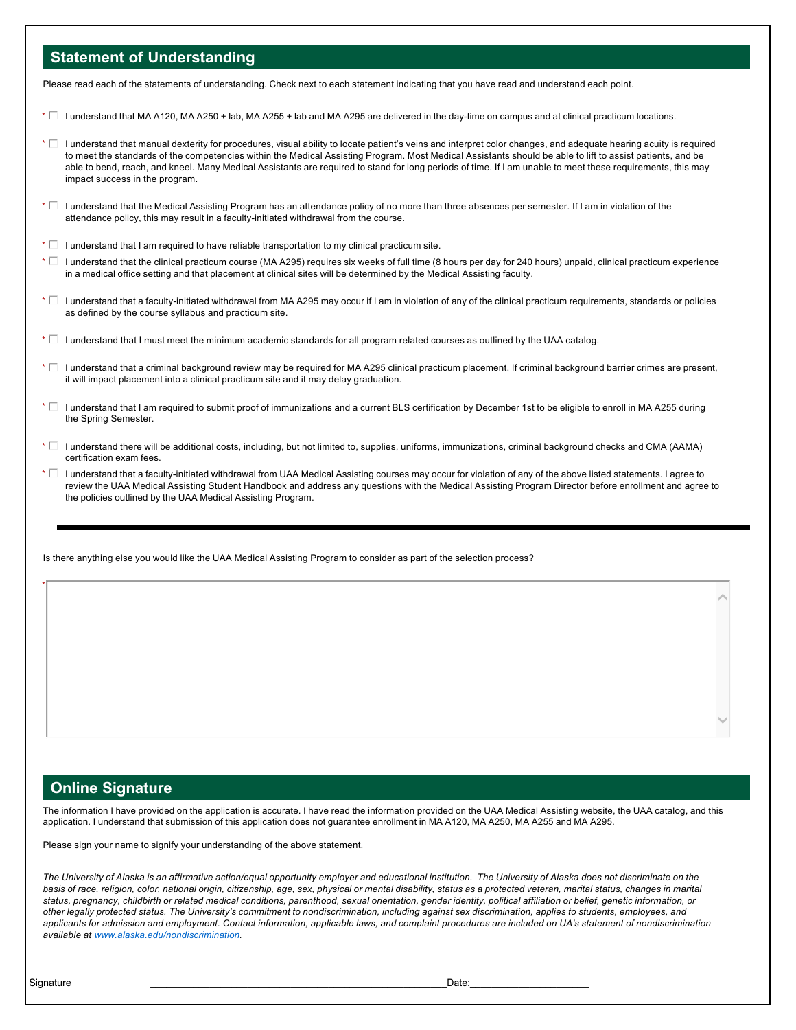## Statement of Understanding

Please read each of the statements of understanding. Check next to each statement indicating that you have read and understand each point.

- * ☐ I understand that MA A120, MA A250 + lab, MA A255 + lab and MA A295 are delivered in the day-time on campus and at clinical practicum locations.
- * ☐ I understand that manual dexterity for procedures, visual ability to locate patient's veins and interpret color changes, and adequate hearing acuity is required to meet the standards of the competencies within the Medical Assisting Program. Most Medical Assistants should be able to lift to assist patients, and be able to bend, reach, and kneel. Many Medical Assistants are required to stand for long periods of time. If I am unable to meet these requirements, this may impact success in the program.
- * ☐ I understand that the Medical Assisting Program has an attendance policy of no more than three absences per semester. If I am in violation of the attendance policy, this may result in a faculty-initiated withdrawal from the course.
- * ☐ I understand that I am required to have reliable transportation to my clinical practicum site.
- * ☐ I understand that the clinical practicum course (MA A295) requires six weeks of full time (8 hours per day for 240 hours) unpaid, clinical practicum experience in a medical office setting and that placement at clinical sites will be determined by the Medical Assisting faculty.
- * ☐ I understand that a faculty-initiated withdrawal from MA A295 may occur if I am in violation of any of the clinical practicum requirements, standards or policies as defined by the course syllabus and practicum site.
- * ☐ I understand that I must meet the minimum academic standards for all program related courses as outlined by the UAA catalog.
- * ☐ I understand that a criminal background review may be required for MA A295 clinical practicum placement. If criminal background barrier crimes are present, it will impact placement into a clinical practicum site and it may delay graduation.
- * ☐ I understand that I am required to submit proof of immunizations and a current BLS certification by December 1st to be eligible to enroll in MA A255 during the Spring Semester.
- * ☐ I understand there will be additional costs, including, but not limited to, supplies, uniforms, immunizations, criminal background checks and CMA (AAMA) certification exam fees.
- * ☐ I understand that a faculty-initiated withdrawal from UAA Medical Assisting courses may occur for violation of any of the above listed statements. I agree to review the UAA Medical Assisting Student Handbook and address any questions with the Medical Assisting Program Director before enrollment and agree to the policies outlined by the UAA Medical Assisting Program.

---

Is there anything else you would like the UAA Medical Assisting Program to consider as part of the selection process?

*

## Online Signature

The information I have provided on the application is accurate. I have read the information provided on the UAA Medical Assisting website, the UAA catalog, and this application. I understand that submission of this application does not guarantee enrollment in MA A120, MA A250, MA A255 and MA A295.

Please sign your name to signify your understanding of the above statement.

*The University of Alaska is an affirmative action/equal opportunity employer and educational institution. The University of Alaska does not discriminate on the basis of race, religion, color, national origin, citizenship, age, sex, physical or mental disability, status as a protected veteran, marital status, changes in marital status, pregnancy, childbirth or related medical conditions, parenthood, sexual orientation, gender identity, political affiliation or belief, genetic information, or other legally protected status. The University's commitment to nondiscrimination, including against sex discrimination, applies to students, employees, and applicants for admission and employment. Contact information, applicable laws, and complaint procedures are included on UA's statement of nondiscrimination available at www.alaska.edu/nondiscrimination.*

Signature ______________________________________________ Date: ____________________